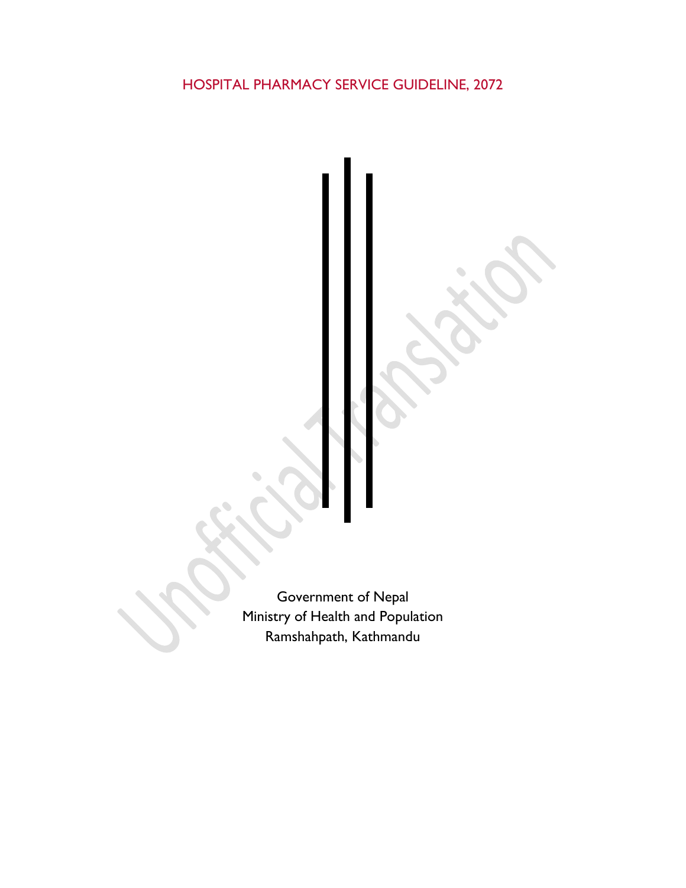# HOSPITAL PHARMACY SERVICE GUIDELINE, 2072

Unofficial Translation

Government of Nepal
Ministry of Health and Population
Ramshahpath, Kathmandu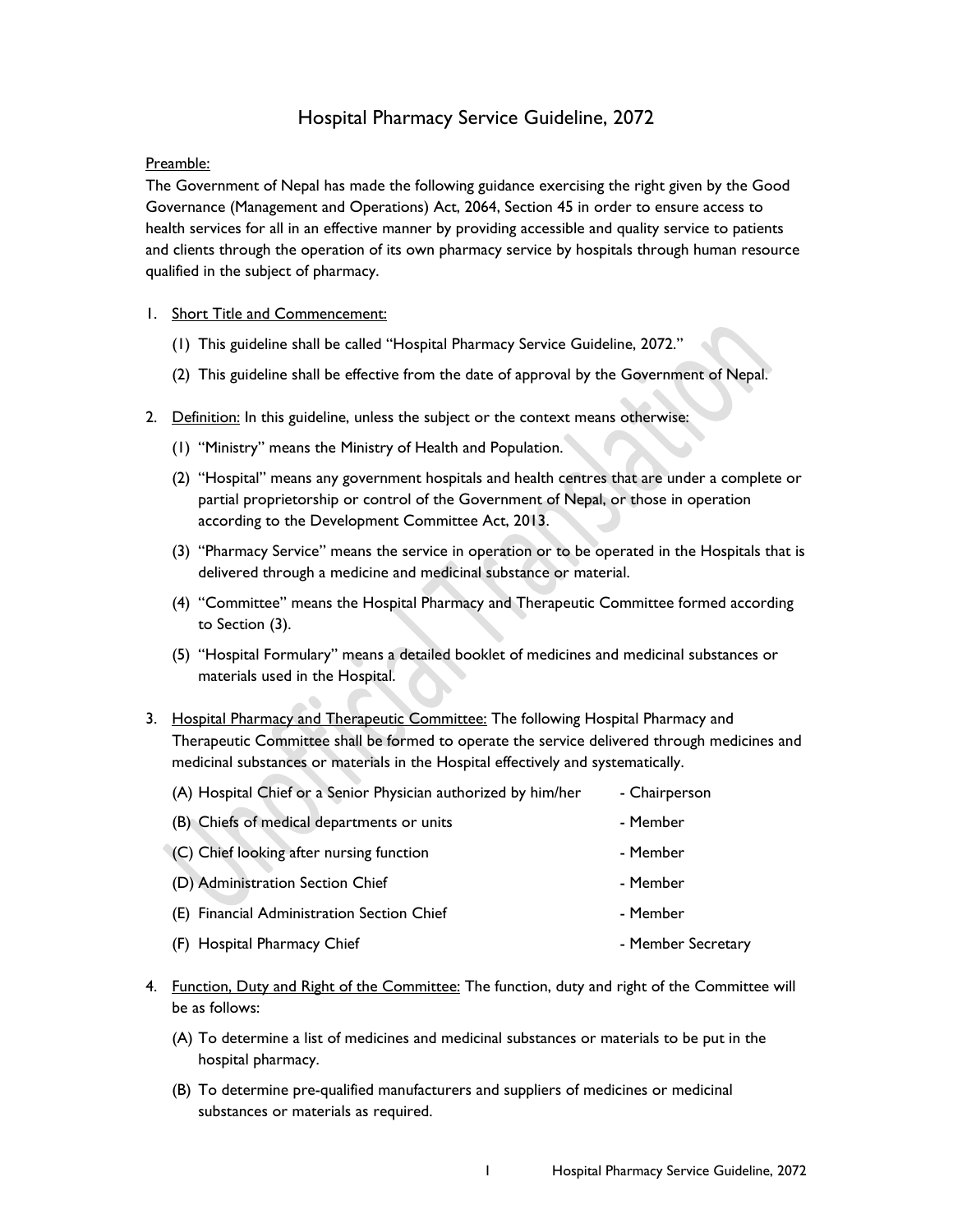# Hospital Pharmacy Service Guideline, 2072

Preamble:

The Government of Nepal has made the following guidance exercising the right given by the Good Governance (Management and Operations) Act, 2064, Section 45 in order to ensure access to health services for all in an effective manner by providing accessible and quality service to patients and clients through the operation of its own pharmacy service by hospitals through human resource qualified in the subject of pharmacy.

1. Short Title and Commencement:

   (1) This guideline shall be called "Hospital Pharmacy Service Guideline, 2072."

   (2) This guideline shall be effective from the date of approval by the Government of Nepal.

2. Definition: In this guideline, unless the subject or the context means otherwise:

   (1) "Ministry" means the Ministry of Health and Population.

   (2) "Hospital" means any government hospitals and health centres that are under a complete or partial proprietorship or control of the Government of Nepal, or those in operation according to the Development Committee Act, 2013.

   (3) "Pharmacy Service" means the service in operation or to be operated in the Hospitals that is delivered through a medicine and medicinal substance or material.

   (4) "Committee" means the Hospital Pharmacy and Therapeutic Committee formed according to Section (3).

   (5) "Hospital Formulary" means a detailed booklet of medicines and medicinal substances or materials used in the Hospital.

3. Hospital Pharmacy and Therapeutic Committee: The following Hospital Pharmacy and Therapeutic Committee shall be formed to operate the service delivered through medicines and medicinal substances or materials in the Hospital effectively and systematically.

   (A) Hospital Chief or a Senior Physician authorized by him/her - Chairperson

   (B) Chiefs of medical departments or units - Member

   (C) Chief looking after nursing function - Member

   (D) Administration Section Chief - Member

   (E) Financial Administration Section Chief - Member

   (F) Hospital Pharmacy Chief - Member Secretary

4. Function, Duty and Right of the Committee: The function, duty and right of the Committee will be as follows:

   (A) To determine a list of medicines and medicinal substances or materials to be put in the hospital pharmacy.

   (B) To determine pre-qualified manufacturers and suppliers of medicines or medicinal substances or materials as required.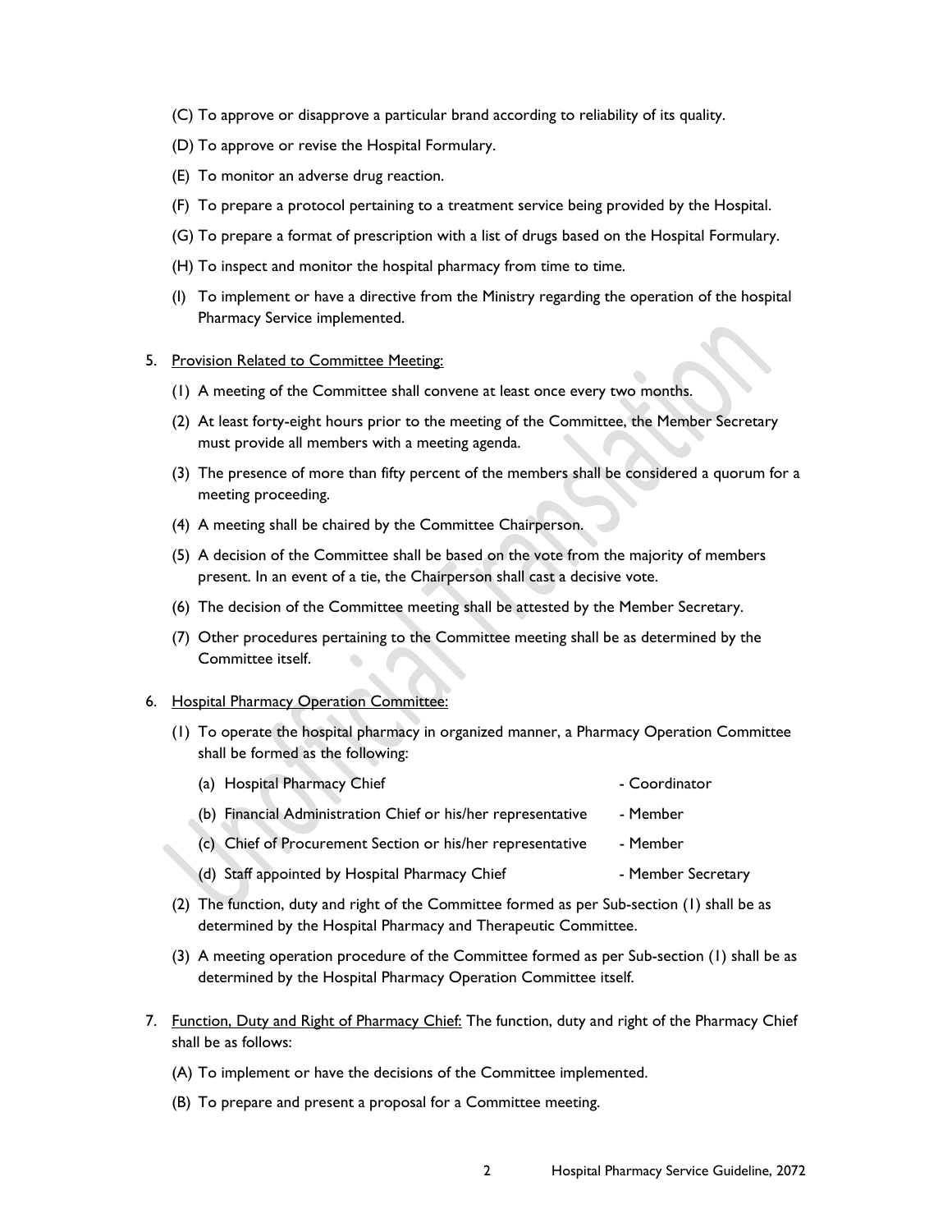(C) To approve or disapprove a particular brand according to reliability of its quality.

(D) To approve or revise the Hospital Formulary.

(E) To monitor an adverse drug reaction.

(F) To prepare a protocol pertaining to a treatment service being provided by the Hospital.

(G) To prepare a format of prescription with a list of drugs based on the Hospital Formulary.

(H) To inspect and monitor the hospital pharmacy from time to time.

(I) To implement or have a directive from the Ministry regarding the operation of the hospital Pharmacy Service implemented.

5. Provision Related to Committee Meeting:

(1) A meeting of the Committee shall convene at least once every two months.

(2) At least forty-eight hours prior to the meeting of the Committee, the Member Secretary must provide all members with a meeting agenda.

(3) The presence of more than fifty percent of the members shall be considered a quorum for a meeting proceeding.

(4) A meeting shall be chaired by the Committee Chairperson.

(5) A decision of the Committee shall be based on the vote from the majority of members present. In an event of a tie, the Chairperson shall cast a decisive vote.

(6) The decision of the Committee meeting shall be attested by the Member Secretary.

(7) Other procedures pertaining to the Committee meeting shall be as determined by the Committee itself.

6. Hospital Pharmacy Operation Committee:

(1) To operate the hospital pharmacy in organized manner, a Pharmacy Operation Committee shall be formed as the following:

| | |
|---|---|
| (a) Hospital Pharmacy Chief | - Coordinator |
| (b) Financial Administration Chief or his/her representative | - Member |
| (c) Chief of Procurement Section or his/her representative | - Member |
| (d) Staff appointed by Hospital Pharmacy Chief | - Member Secretary |

(2) The function, duty and right of the Committee formed as per Sub-section (1) shall be as determined by the Hospital Pharmacy and Therapeutic Committee.

(3) A meeting operation procedure of the Committee formed as per Sub-section (1) shall be as determined by the Hospital Pharmacy Operation Committee itself.

7. Function, Duty and Right of Pharmacy Chief: The function, duty and right of the Pharmacy Chief shall be as follows:

(A) To implement or have the decisions of the Committee implemented.

(B) To prepare and present a proposal for a Committee meeting.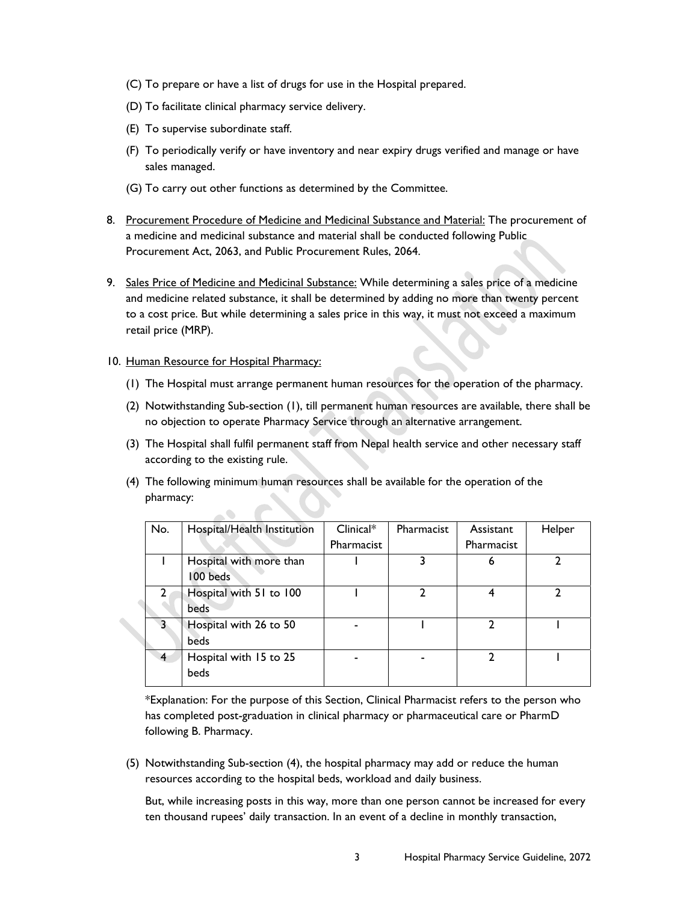(C) To prepare or have a list of drugs for use in the Hospital prepared.

(D) To facilitate clinical pharmacy service delivery.

(E) To supervise subordinate staff.

(F) To periodically verify or have inventory and near expiry drugs verified and manage or have sales managed.

(G) To carry out other functions as determined by the Committee.

8. <u>Procurement Procedure of Medicine and Medicinal Substance and Material:</u> The procurement of a medicine and medicinal substance and material shall be conducted following Public Procurement Act, 2063, and Public Procurement Rules, 2064.

9. <u>Sales Price of Medicine and Medicinal Substance:</u> While determining a sales price of a medicine and medicine related substance, it shall be determined by adding no more than twenty percent to a cost price. But while determining a sales price in this way, it must not exceed a maximum retail price (MRP).

10. <u>Human Resource for Hospital Pharmacy:</u>

(1) The Hospital must arrange permanent human resources for the operation of the pharmacy.

(2) Notwithstanding Sub-section (1), till permanent human resources are available, there shall be no objection to operate Pharmacy Service through an alternative arrangement.

(3) The Hospital shall fulfil permanent staff from Nepal health service and other necessary staff according to the existing rule.

(4) The following minimum human resources shall be available for the operation of the pharmacy:

| No. | Hospital/Health Institution | Clinical* Pharmacist | Pharmacist | Assistant Pharmacist | Helper |
|---|---|---|---|---|---|
| 1 | Hospital with more than 100 beds | 1 | 3 | 6 | 2 |
| 2 | Hospital with 51 to 100 beds | 1 | 2 | 4 | 2 |
| 3 | Hospital with 26 to 50 beds | - | 1 | 2 | 1 |
| 4 | Hospital with 15 to 25 beds | - | - | 2 | 1 |

*Explanation: For the purpose of this Section, Clinical Pharmacist refers to the person who has completed post-graduation in clinical pharmacy or pharmaceutical care or PharmD following B. Pharmacy.

(5) Notwithstanding Sub-section (4), the hospital pharmacy may add or reduce the human resources according to the hospital beds, workload and daily business.

But, while increasing posts in this way, more than one person cannot be increased for every ten thousand rupees' daily transaction. In an event of a decline in monthly transaction,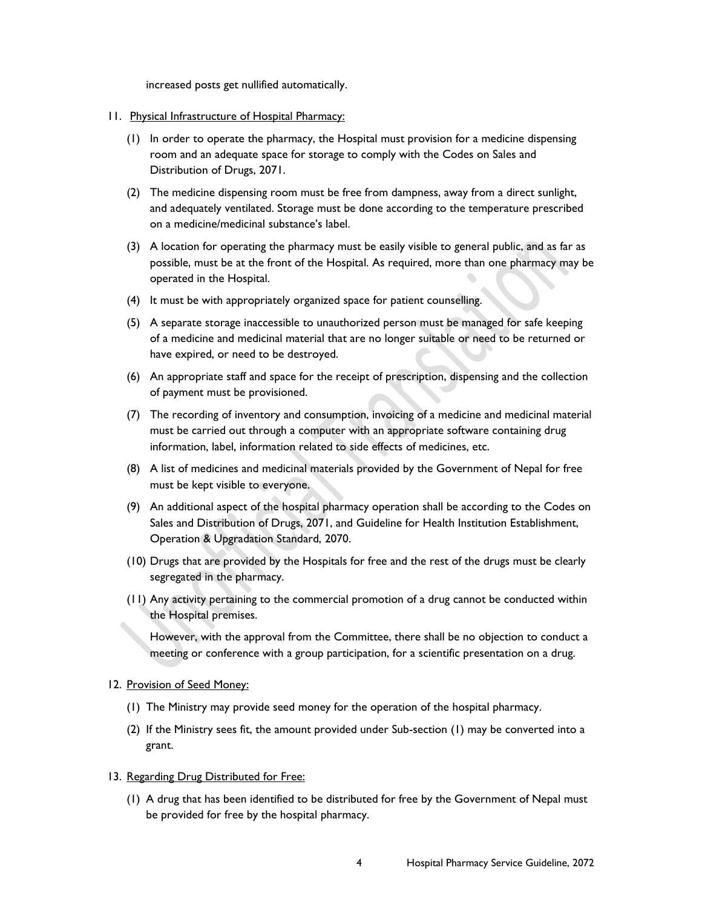increased posts get nullified automatically.

11. Physical Infrastructure of Hospital Pharmacy:

    (1) In order to operate the pharmacy, the Hospital must provision for a medicine dispensing room and an adequate space for storage to comply with the Codes on Sales and Distribution of Drugs, 2071.

    (2) The medicine dispensing room must be free from dampness, away from a direct sunlight, and adequately ventilated. Storage must be done according to the temperature prescribed on a medicine/medicinal substance's label.

    (3) A location for operating the pharmacy must be easily visible to general public, and as far as possible, must be at the front of the Hospital. As required, more than one pharmacy may be operated in the Hospital.

    (4) It must be with appropriately organized space for patient counselling.

    (5) A separate storage inaccessible to unauthorized person must be managed for safe keeping of a medicine and medicinal material that are no longer suitable or need to be returned or have expired, or need to be destroyed.

    (6) An appropriate staff and space for the receipt of prescription, dispensing and the collection of payment must be provisioned.

    (7) The recording of inventory and consumption, invoicing of a medicine and medicinal material must be carried out through a computer with an appropriate software containing drug information, label, information related to side effects of medicines, etc.

    (8) A list of medicines and medicinal materials provided by the Government of Nepal for free must be kept visible to everyone.

    (9) An additional aspect of the hospital pharmacy operation shall be according to the Codes on Sales and Distribution of Drugs, 2071, and Guideline for Health Institution Establishment, Operation & Upgradation Standard, 2070.

    (10) Drugs that are provided by the Hospitals for free and the rest of the drugs must be clearly segregated in the pharmacy.

    (11) Any activity pertaining to the commercial promotion of a drug cannot be conducted within the Hospital premises.

    However, with the approval from the Committee, there shall be no objection to conduct a meeting or conference with a group participation, for a scientific presentation on a drug.

12. Provision of Seed Money:

    (1) The Ministry may provide seed money for the operation of the hospital pharmacy.

    (2) If the Ministry sees fit, the amount provided under Sub-section (1) may be converted into a grant.

13. Regarding Drug Distributed for Free:

    (1) A drug that has been identified to be distributed for free by the Government of Nepal must be provided for free by the hospital pharmacy.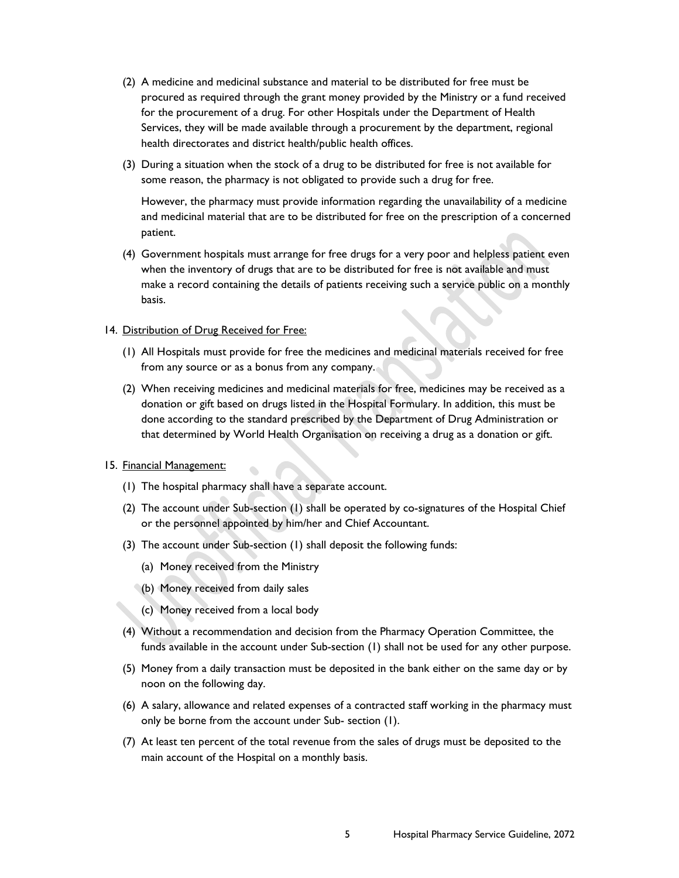(2) A medicine and medicinal substance and material to be distributed for free must be procured as required through the grant money provided by the Ministry or a fund received for the procurement of a drug. For other Hospitals under the Department of Health Services, they will be made available through a procurement by the department, regional health directorates and district health/public health offices.

(3) During a situation when the stock of a drug to be distributed for free is not available for some reason, the pharmacy is not obligated to provide such a drug for free.

However, the pharmacy must provide information regarding the unavailability of a medicine and medicinal material that are to be distributed for free on the prescription of a concerned patient.

(4) Government hospitals must arrange for free drugs for a very poor and helpless patient even when the inventory of drugs that are to be distributed for free is not available and must make a record containing the details of patients receiving such a service public on a monthly basis.

14. Distribution of Drug Received for Free:

(1) All Hospitals must provide for free the medicines and medicinal materials received for free from any source or as a bonus from any company.

(2) When receiving medicines and medicinal materials for free, medicines may be received as a donation or gift based on drugs listed in the Hospital Formulary. In addition, this must be done according to the standard prescribed by the Department of Drug Administration or that determined by World Health Organisation on receiving a drug as a donation or gift.

15. Financial Management:

(1) The hospital pharmacy shall have a separate account.

(2) The account under Sub-section (1) shall be operated by co-signatures of the Hospital Chief or the personnel appointed by him/her and Chief Accountant.

(3) The account under Sub-section (1) shall deposit the following funds:

(a) Money received from the Ministry

(b) Money received from daily sales

(c) Money received from a local body

(4) Without a recommendation and decision from the Pharmacy Operation Committee, the funds available in the account under Sub-section (1) shall not be used for any other purpose.

(5) Money from a daily transaction must be deposited in the bank either on the same day or by noon on the following day.

(6) A salary, allowance and related expenses of a contracted staff working in the pharmacy must only be borne from the account under Sub- section (1).

(7) At least ten percent of the total revenue from the sales of drugs must be deposited to the main account of the Hospital on a monthly basis.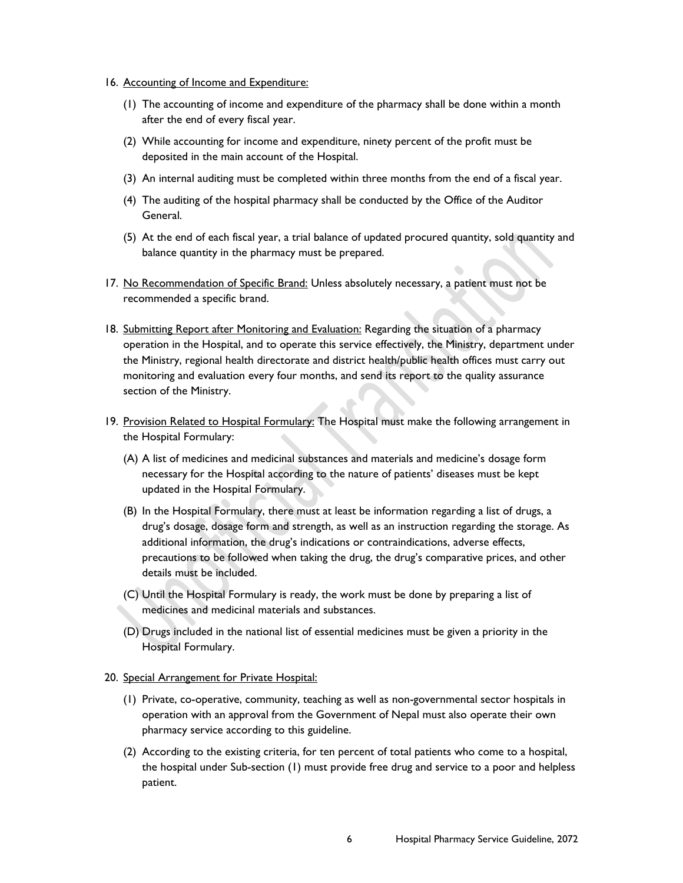16. <u>Accounting of Income and Expenditure:</u>

    (1) The accounting of income and expenditure of the pharmacy shall be done within a month after the end of every fiscal year.

    (2) While accounting for income and expenditure, ninety percent of the profit must be deposited in the main account of the Hospital.

    (3) An internal auditing must be completed within three months from the end of a fiscal year.

    (4) The auditing of the hospital pharmacy shall be conducted by the Office of the Auditor General.

    (5) At the end of each fiscal year, a trial balance of updated procured quantity, sold quantity and balance quantity in the pharmacy must be prepared.

17. <u>No Recommendation of Specific Brand:</u> Unless absolutely necessary, a patient must not be recommended a specific brand.

18. <u>Submitting Report after Monitoring and Evaluation:</u> Regarding the situation of a pharmacy operation in the Hospital, and to operate this service effectively, the Ministry, department under the Ministry, regional health directorate and district health/public health offices must carry out monitoring and evaluation every four months, and send its report to the quality assurance section of the Ministry.

19. <u>Provision Related to Hospital Formulary:</u> The Hospital must make the following arrangement in the Hospital Formulary:

    (A) A list of medicines and medicinal substances and materials and medicine's dosage form necessary for the Hospital according to the nature of patients' diseases must be kept updated in the Hospital Formulary.

    (B) In the Hospital Formulary, there must at least be information regarding a list of drugs, a drug's dosage, dosage form and strength, as well as an instruction regarding the storage. As additional information, the drug's indications or contraindications, adverse effects, precautions to be followed when taking the drug, the drug's comparative prices, and other details must be included.

    (C) Until the Hospital Formulary is ready, the work must be done by preparing a list of medicines and medicinal materials and substances.

    (D) Drugs included in the national list of essential medicines must be given a priority in the Hospital Formulary.

20. <u>Special Arrangement for Private Hospital:</u>

    (1) Private, co-operative, community, teaching as well as non-governmental sector hospitals in operation with an approval from the Government of Nepal must also operate their own pharmacy service according to this guideline.

    (2) According to the existing criteria, for ten percent of total patients who come to a hospital, the hospital under Sub-section (1) must provide free drug and service to a poor and helpless patient.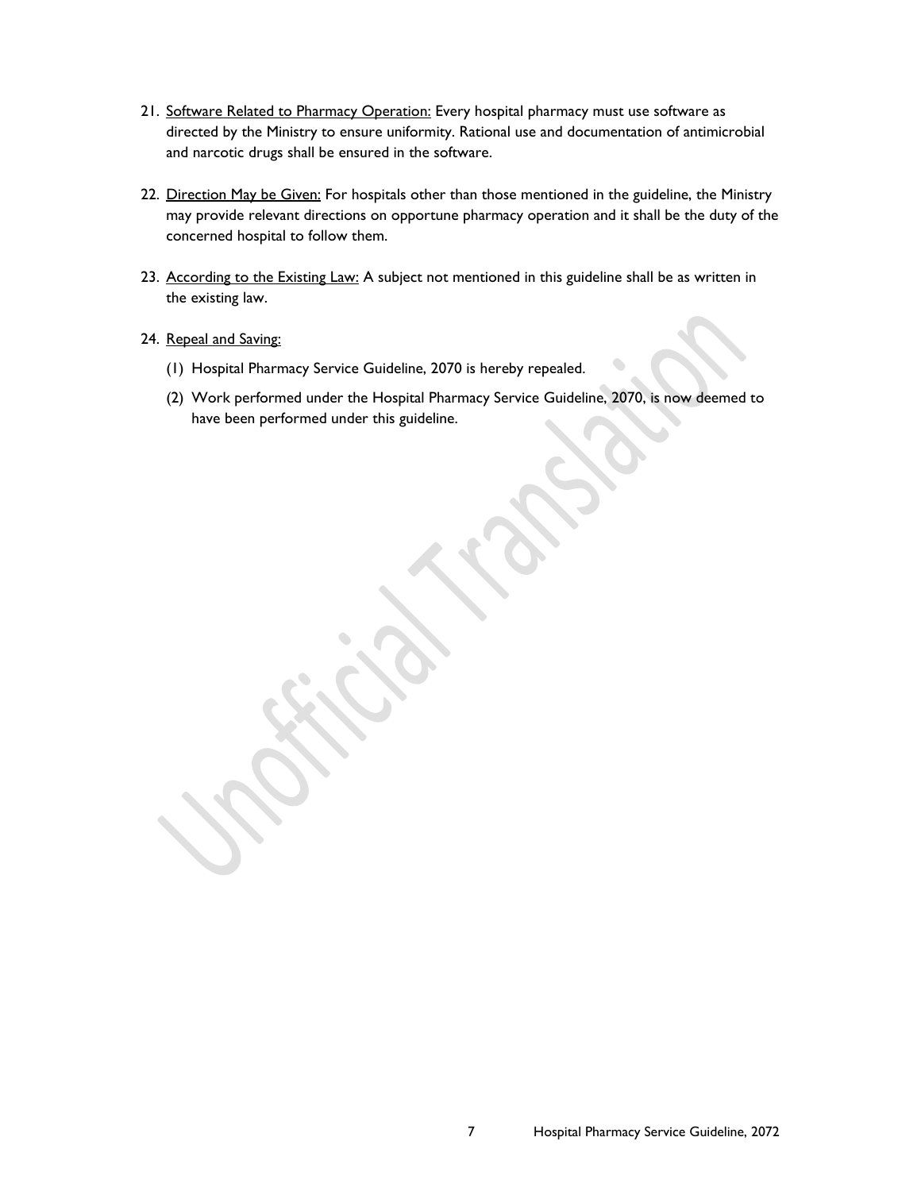21. Software Related to Pharmacy Operation: Every hospital pharmacy must use software as directed by the Ministry to ensure uniformity. Rational use and documentation of antimicrobial and narcotic drugs shall be ensured in the software.

22. Direction May be Given: For hospitals other than those mentioned in the guideline, the Ministry may provide relevant directions on opportune pharmacy operation and it shall be the duty of the concerned hospital to follow them.

23. According to the Existing Law: A subject not mentioned in this guideline shall be as written in the existing law.

24. Repeal and Saving:

    (1) Hospital Pharmacy Service Guideline, 2070 is hereby repealed.

    (2) Work performed under the Hospital Pharmacy Service Guideline, 2070, is now deemed to have been performed under this guideline.